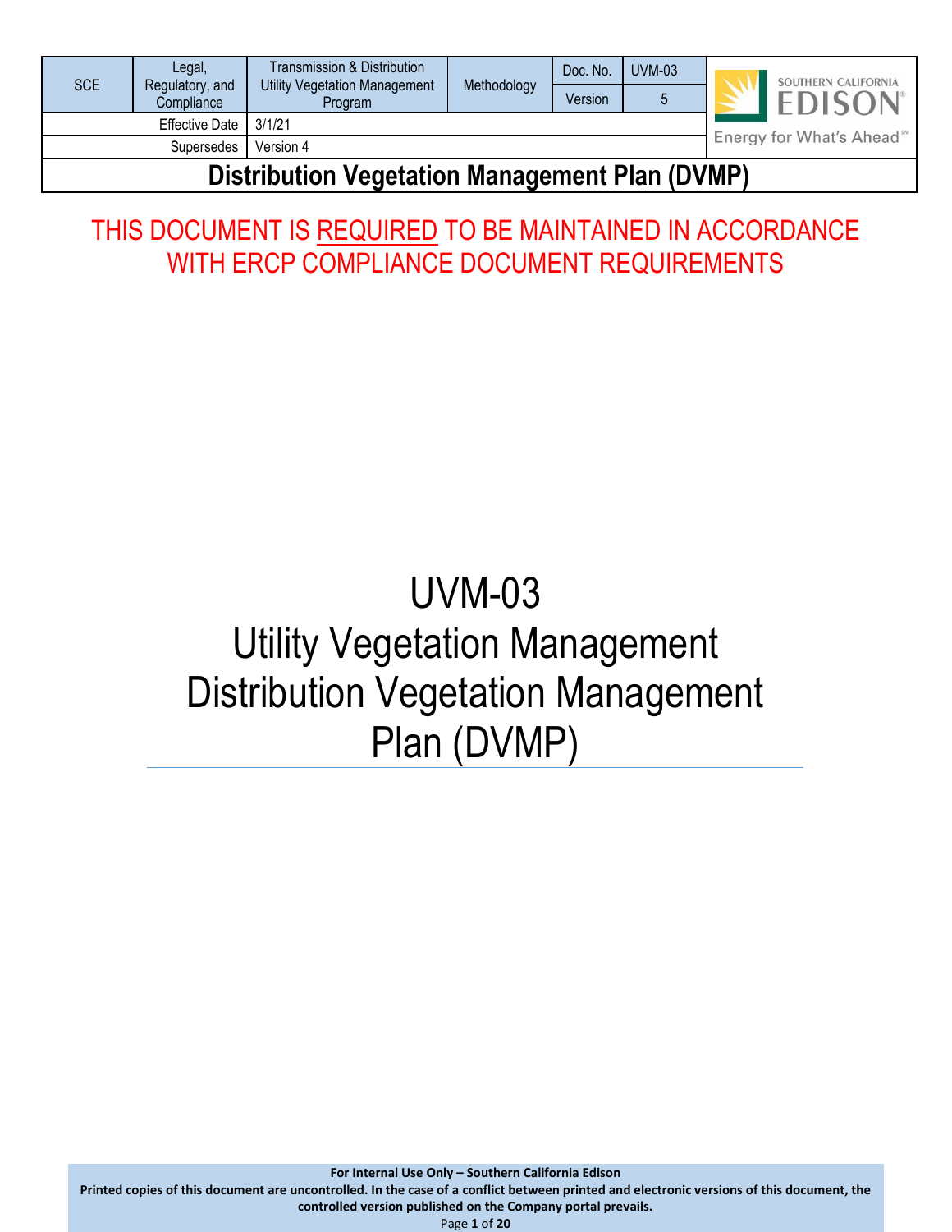| SCE | Legal, Regulatory, and Compliance | Transmission & Distribution Utility Vegetation Management Program | Methodology | Doc. No. | UVM-03 |
|---|---|---|---|---|---|
| | | | | Version | 5 |
| | Effective Date | 3/1/21 | | | |
| | Supersedes | Version 4 | | | |

**Distribution Vegetation Management Plan (DVMP)**

THIS DOCUMENT IS REQUIRED TO BE MAINTAINED IN ACCORDANCE WITH ERCP COMPLIANCE DOCUMENT REQUIREMENTS

# UVM-03
# Utility Vegetation Management Distribution Vegetation Management Plan (DVMP)

**For Internal Use Only – Southern California Edison**

**Printed copies of this document are uncontrolled. In the case of a conflict between printed and electronic versions of this document, the controlled version published on the Company portal prevails.**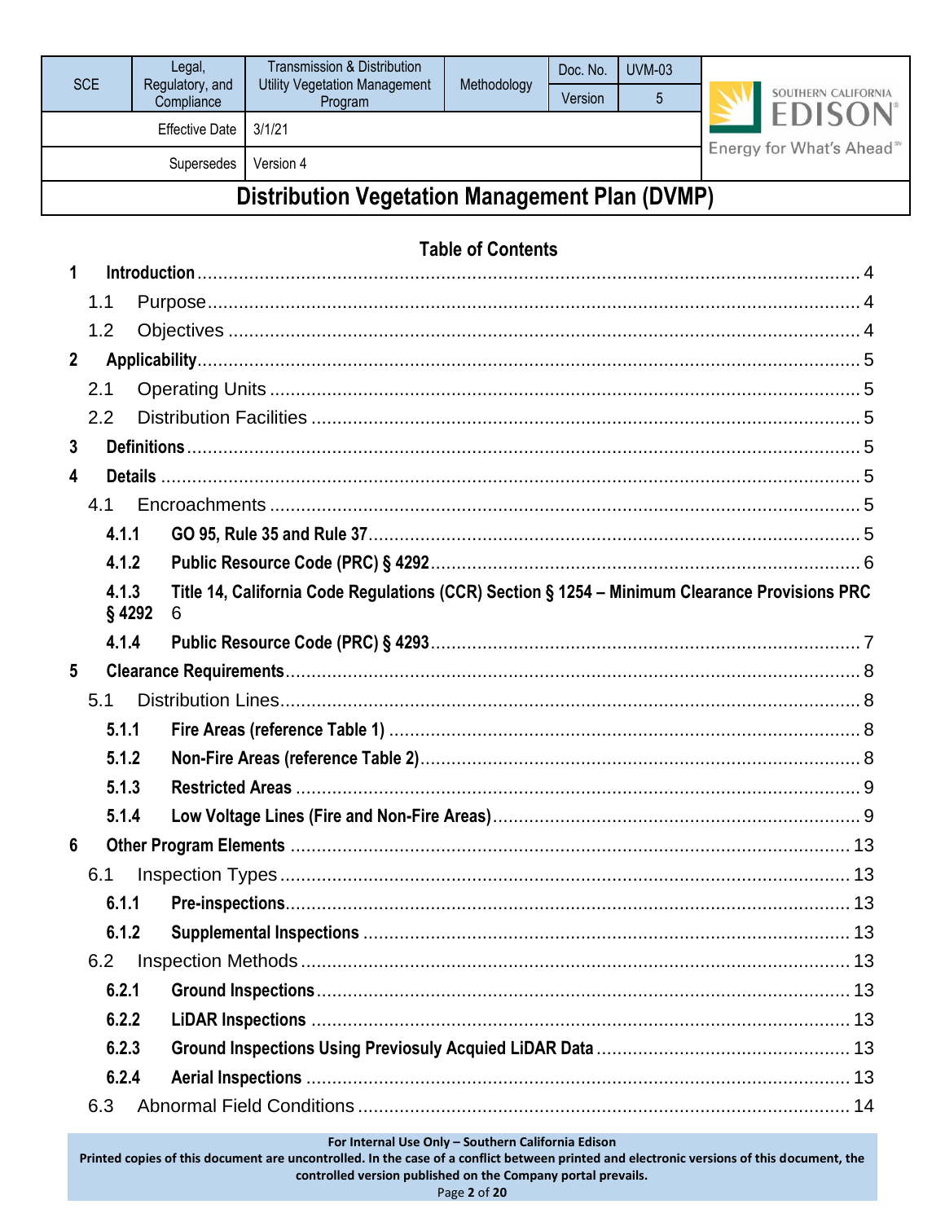| SCE | Legal, Regulatory, and Compliance | Transmission & Distribution Utility Vegetation Management Program | Methodology | Doc. No. | UVM-03 |
|---|---|---|---|---|---|
| | | | | Version | 5 |
| | Effective Date | 3/1/21 | | | |
| | Supersedes | Version 4 | | | |

# Distribution Vegetation Management Plan (DVMP)

## Table of Contents

1 **Introduction** ... 4
- 1.1 Purpose ... 4
- 1.2 Objectives ... 4

2 **Applicability** ... 5
- 2.1 Operating Units ... 5
- 2.2 Distribution Facilities ... 5

3 **Definitions** ... 5

4 **Details** ... 5
- 4.1 Encroachments ... 5
  - **4.1.1 GO 95, Rule 35 and Rule 37** ... 5
  - **4.1.2 Public Resource Code (PRC) § 4292** ... 6
  - **4.1.3 Title 14, California Code Regulations (CCR) Section § 1254 – Minimum Clearance Provisions PRC § 4292** 6
  - **4.1.4 Public Resource Code (PRC) § 4293** ... 7

5 **Clearance Requirements** ... 8
- 5.1 Distribution Lines ... 8
  - **5.1.1 Fire Areas (reference Table 1)** ... 8
  - **5.1.2 Non-Fire Areas (reference Table 2)** ... 8
  - **5.1.3 Restricted Areas** ... 9
  - **5.1.4 Low Voltage Lines (Fire and Non-Fire Areas)** ... 9

6 **Other Program Elements** ... 13
- 6.1 Inspection Types ... 13
  - **6.1.1 Pre-inspections** ... 13
  - **6.1.2 Supplemental Inspections** ... 13
- 6.2 Inspection Methods ... 13
  - **6.2.1 Ground Inspections** ... 13
  - **6.2.2 LiDAR Inspections** ... 13
  - **6.2.3 Ground Inspections Using Previosuly Acquied LiDAR Data** ... 13
  - **6.2.4 Aerial Inspections** ... 13
- 6.3 Abnormal Field Conditions ... 14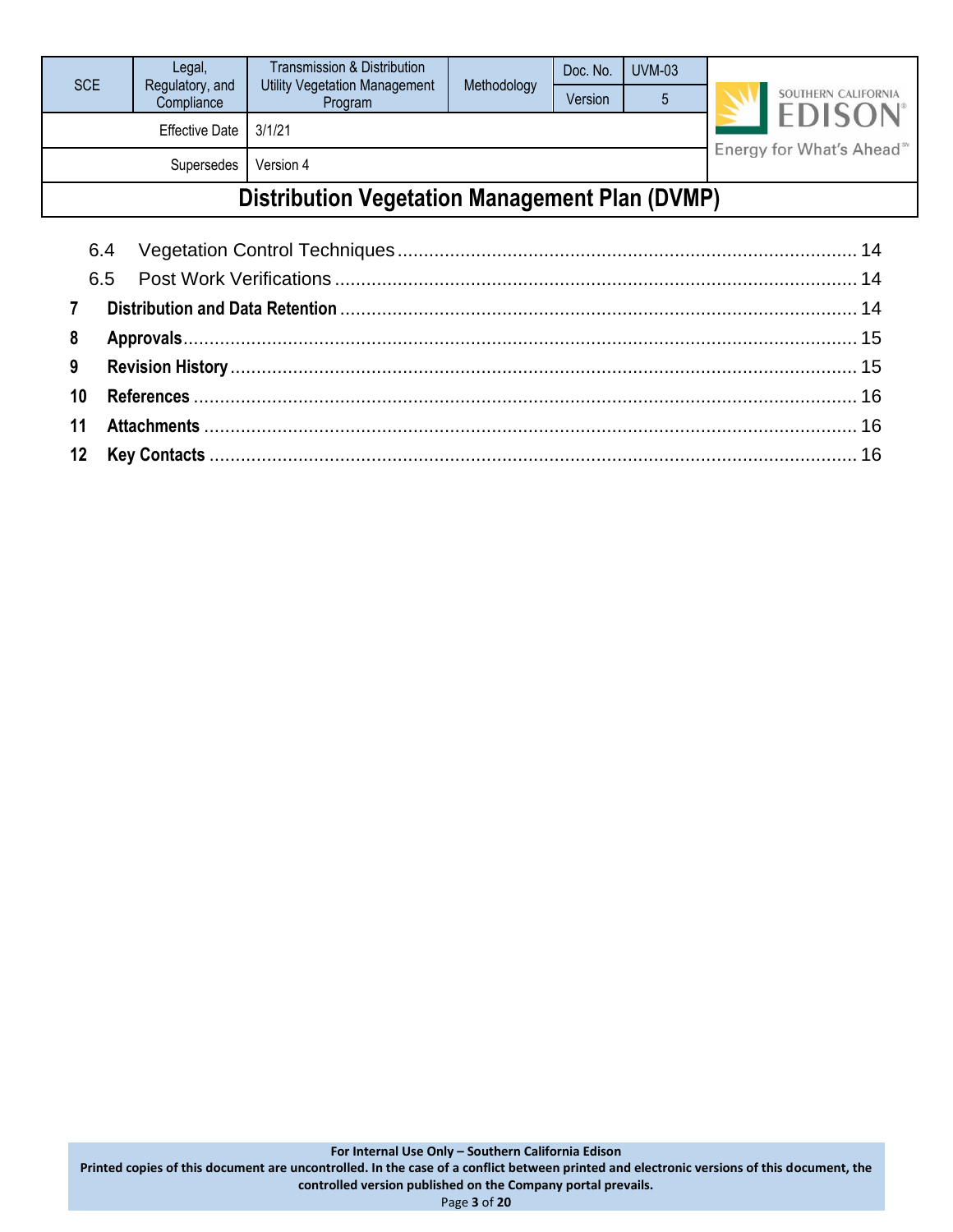6.4 Vegetation Control Techniques ........................................................................................ 14

6.5 Post Work Verifications .................................................................................................... 14

**7 Distribution and Data Retention** ................................................................................................ 14

**8 Approvals** .................................................................................................................................. 15

**9 Revision History** ....................................................................................................................... 15

**10 References** .............................................................................................................................. 16

**11 Attachments** ............................................................................................................................ 16

**12 Key Contacts** ........................................................................................................................... 16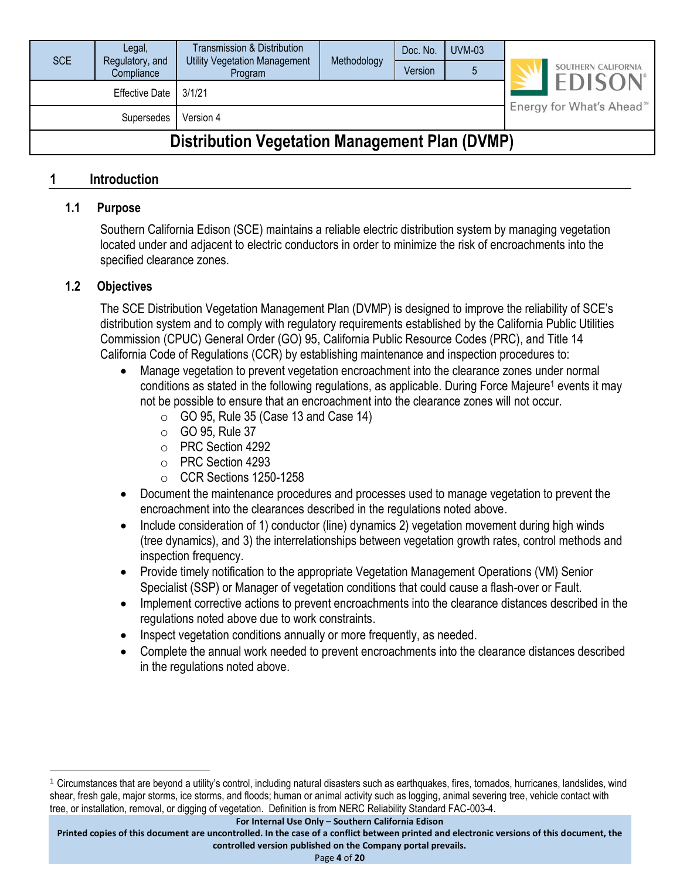# 1 Introduction

## 1.1 Purpose

Southern California Edison (SCE) maintains a reliable electric distribution system by managing vegetation located under and adjacent to electric conductors in order to minimize the risk of encroachments into the specified clearance zones.

## 1.2 Objectives

The SCE Distribution Vegetation Management Plan (DVMP) is designed to improve the reliability of SCE's distribution system and to comply with regulatory requirements established by the California Public Utilities Commission (CPUC) General Order (GO) 95, California Public Resource Codes (PRC), and Title 14 California Code of Regulations (CCR) by establishing maintenance and inspection procedures to:

- Manage vegetation to prevent vegetation encroachment into the clearance zones under normal conditions as stated in the following regulations, as applicable. During Force Majeure[1] events it may not be possible to ensure that an encroachment into the clearance zones will not occur.
  - GO 95, Rule 35 (Case 13 and Case 14)
  - GO 95, Rule 37
  - PRC Section 4292
  - PRC Section 4293
  - CCR Sections 1250-1258
- Document the maintenance procedures and processes used to manage vegetation to prevent the encroachment into the clearances described in the regulations noted above.
- Include consideration of 1) conductor (line) dynamics 2) vegetation movement during high winds (tree dynamics), and 3) the interrelationships between vegetation growth rates, control methods and inspection frequency.
- Provide timely notification to the appropriate Vegetation Management Operations (VM) Senior Specialist (SSP) or Manager of vegetation conditions that could cause a flash-over or Fault.
- Implement corrective actions to prevent encroachments into the clearance distances described in the regulations noted above due to work constraints.
- Inspect vegetation conditions annually or more frequently, as needed.
- Complete the annual work needed to prevent encroachments into the clearance distances described in the regulations noted above.

[1] Circumstances that are beyond a utility's control, including natural disasters such as earthquakes, fires, tornados, hurricanes, landslides, wind shear, fresh gale, major storms, ice storms, and floods; human or animal activity such as logging, animal severing tree, vehicle contact with tree, or installation, removal, or digging of vegetation. Definition is from NERC Reliability Standard FAC-003-4.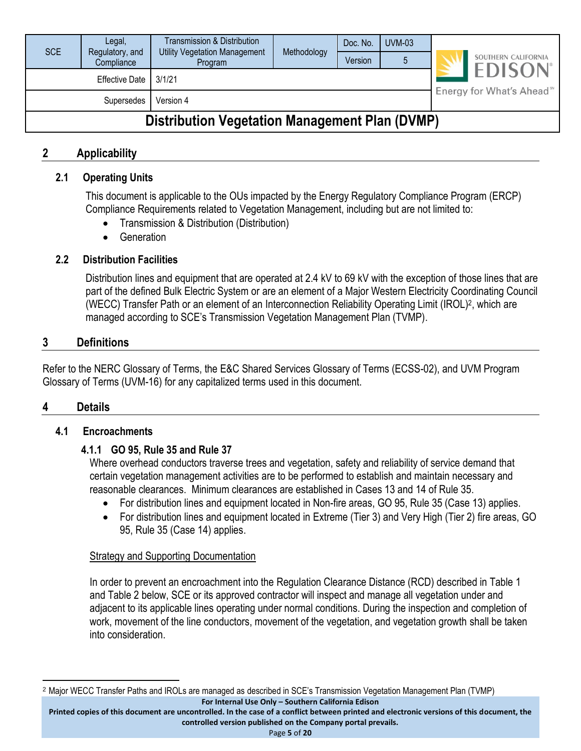## 2 Applicability

### 2.1 Operating Units

This document is applicable to the OUs impacted by the Energy Regulatory Compliance Program (ERCP) Compliance Requirements related to Vegetation Management, including but are not limited to:

- Transmission & Distribution (Distribution)
- Generation

### 2.2 Distribution Facilities

Distribution lines and equipment that are operated at 2.4 kV to 69 kV with the exception of those lines that are part of the defined Bulk Electric System or are an element of a Major Western Electricity Coordinating Council (WECC) Transfer Path or an element of an Interconnection Reliability Operating Limit (IROL)[2], which are managed according to SCE's Transmission Vegetation Management Plan (TVMP).

## 3 Definitions

Refer to the NERC Glossary of Terms, the E&C Shared Services Glossary of Terms (ECSS-02), and UVM Program Glossary of Terms (UVM-16) for any capitalized terms used in this document.

## 4 Details

### 4.1 Encroachments

#### 4.1.1 GO 95, Rule 35 and Rule 37

Where overhead conductors traverse trees and vegetation, safety and reliability of service demand that certain vegetation management activities are to be performed to establish and maintain necessary and reasonable clearances. Minimum clearances are established in Cases 13 and 14 of Rule 35.

- For distribution lines and equipment located in Non-fire areas, GO 95, Rule 35 (Case 13) applies.
- For distribution lines and equipment located in Extreme (Tier 3) and Very High (Tier 2) fire areas, GO 95, Rule 35 (Case 14) applies.

Strategy and Supporting Documentation

In order to prevent an encroachment into the Regulation Clearance Distance (RCD) described in Table 1 and Table 2 below, SCE or its approved contractor will inspect and manage all vegetation under and adjacent to its applicable lines operating under normal conditions. During the inspection and completion of work, movement of the line conductors, movement of the vegetation, and vegetation growth shall be taken into consideration.

[2] Major WECC Transfer Paths and IROLs are managed as described in SCE's Transmission Vegetation Management Plan (TVMP)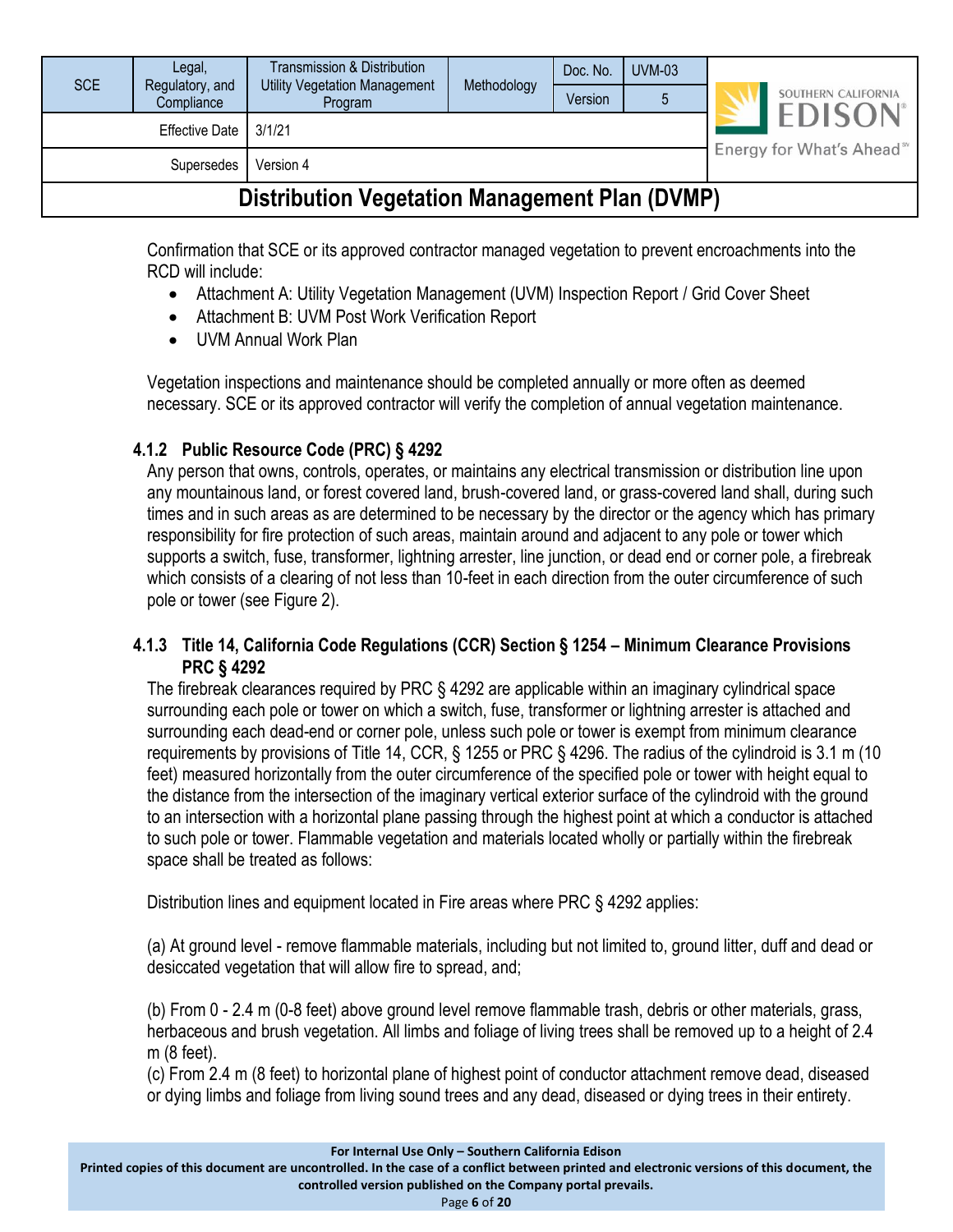Confirmation that SCE or its approved contractor managed vegetation to prevent encroachments into the RCD will include:

- Attachment A: Utility Vegetation Management (UVM) Inspection Report / Grid Cover Sheet
- Attachment B: UVM Post Work Verification Report
- UVM Annual Work Plan

Vegetation inspections and maintenance should be completed annually or more often as deemed necessary. SCE or its approved contractor will verify the completion of annual vegetation maintenance.

### 4.1.2 Public Resource Code (PRC) § 4292

Any person that owns, controls, operates, or maintains any electrical transmission or distribution line upon any mountainous land, or forest covered land, brush-covered land, or grass-covered land shall, during such times and in such areas as are determined to be necessary by the director or the agency which has primary responsibility for fire protection of such areas, maintain around and adjacent to any pole or tower which supports a switch, fuse, transformer, lightning arrester, line junction, or dead end or corner pole, a firebreak which consists of a clearing of not less than 10-feet in each direction from the outer circumference of such pole or tower (see Figure 2).

### 4.1.3 Title 14, California Code Regulations (CCR) Section § 1254 – Minimum Clearance Provisions PRC § 4292

The firebreak clearances required by PRC § 4292 are applicable within an imaginary cylindrical space surrounding each pole or tower on which a switch, fuse, transformer or lightning arrester is attached and surrounding each dead-end or corner pole, unless such pole or tower is exempt from minimum clearance requirements by provisions of Title 14, CCR, § 1255 or PRC § 4296. The radius of the cylindroid is 3.1 m (10 feet) measured horizontally from the outer circumference of the specified pole or tower with height equal to the distance from the intersection of the imaginary vertical exterior surface of the cylindroid with the ground to an intersection with a horizontal plane passing through the highest point at which a conductor is attached to such pole or tower. Flammable vegetation and materials located wholly or partially within the firebreak space shall be treated as follows:

Distribution lines and equipment located in Fire areas where PRC § 4292 applies:

(a) At ground level - remove flammable materials, including but not limited to, ground litter, duff and dead or desiccated vegetation that will allow fire to spread, and;

(b) From 0 - 2.4 m (0-8 feet) above ground level remove flammable trash, debris or other materials, grass, herbaceous and brush vegetation. All limbs and foliage of living trees shall be removed up to a height of 2.4 m (8 feet).

(c) From 2.4 m (8 feet) to horizontal plane of highest point of conductor attachment remove dead, diseased or dying limbs and foliage from living sound trees and any dead, diseased or dying trees in their entirety.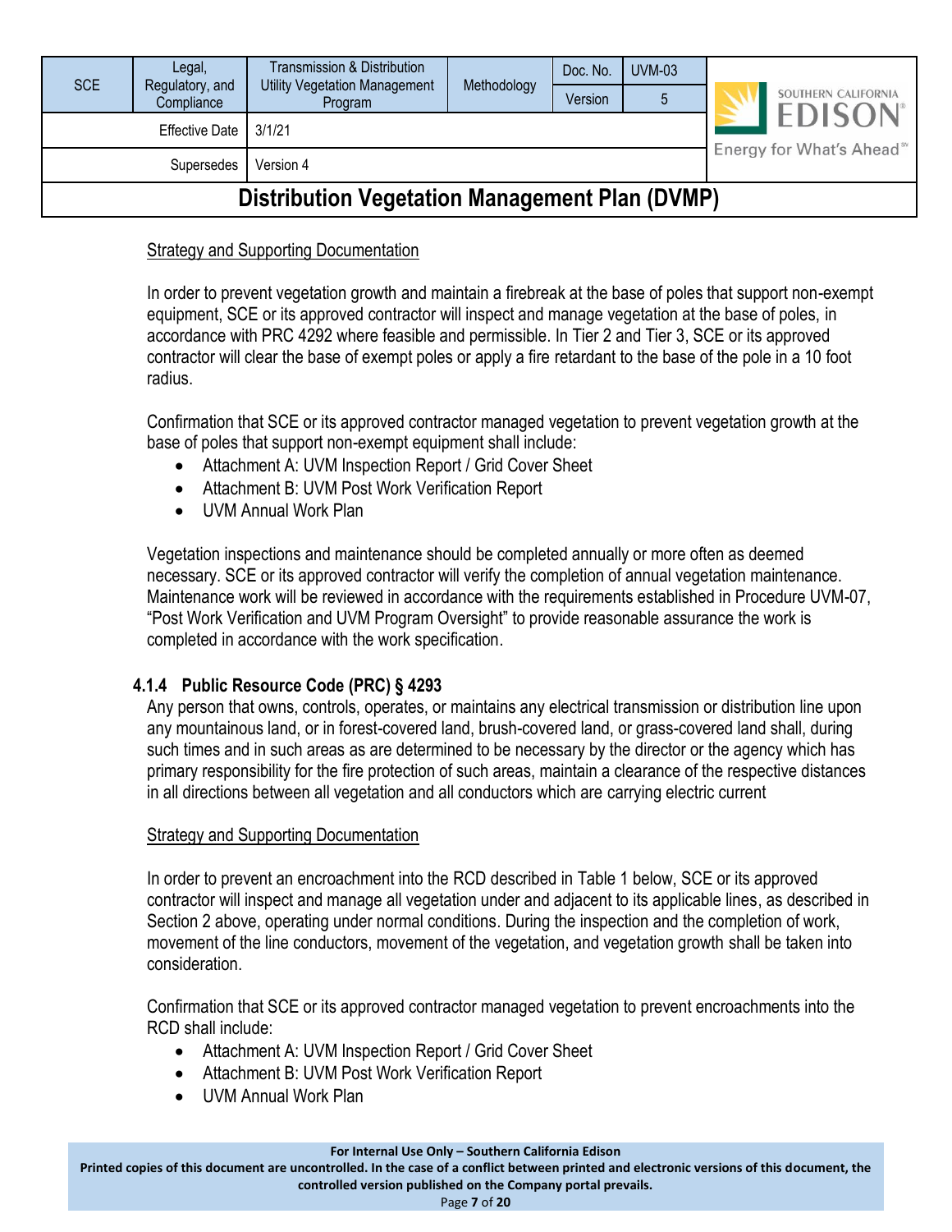Strategy and Supporting Documentation

In order to prevent vegetation growth and maintain a firebreak at the base of poles that support non-exempt equipment, SCE or its approved contractor will inspect and manage vegetation at the base of poles, in accordance with PRC 4292 where feasible and permissible. In Tier 2 and Tier 3, SCE or its approved contractor will clear the base of exempt poles or apply a fire retardant to the base of the pole in a 10 foot radius.

Confirmation that SCE or its approved contractor managed vegetation to prevent vegetation growth at the base of poles that support non-exempt equipment shall include:

- Attachment A: UVM Inspection Report / Grid Cover Sheet
- Attachment B: UVM Post Work Verification Report
- UVM Annual Work Plan

Vegetation inspections and maintenance should be completed annually or more often as deemed necessary. SCE or its approved contractor will verify the completion of annual vegetation maintenance. Maintenance work will be reviewed in accordance with the requirements established in Procedure UVM-07, "Post Work Verification and UVM Program Oversight" to provide reasonable assurance the work is completed in accordance with the work specification.

#### 4.1.4 Public Resource Code (PRC) § 4293

Any person that owns, controls, operates, or maintains any electrical transmission or distribution line upon any mountainous land, or in forest-covered land, brush-covered land, or grass-covered land shall, during such times and in such areas as are determined to be necessary by the director or the agency which has primary responsibility for the fire protection of such areas, maintain a clearance of the respective distances in all directions between all vegetation and all conductors which are carrying electric current

Strategy and Supporting Documentation

In order to prevent an encroachment into the RCD described in Table 1 below, SCE or its approved contractor will inspect and manage all vegetation under and adjacent to its applicable lines, as described in Section 2 above, operating under normal conditions. During the inspection and the completion of work, movement of the line conductors, movement of the vegetation, and vegetation growth shall be taken into consideration.

Confirmation that SCE or its approved contractor managed vegetation to prevent encroachments into the RCD shall include:

- Attachment A: UVM Inspection Report / Grid Cover Sheet
- Attachment B: UVM Post Work Verification Report
- UVM Annual Work Plan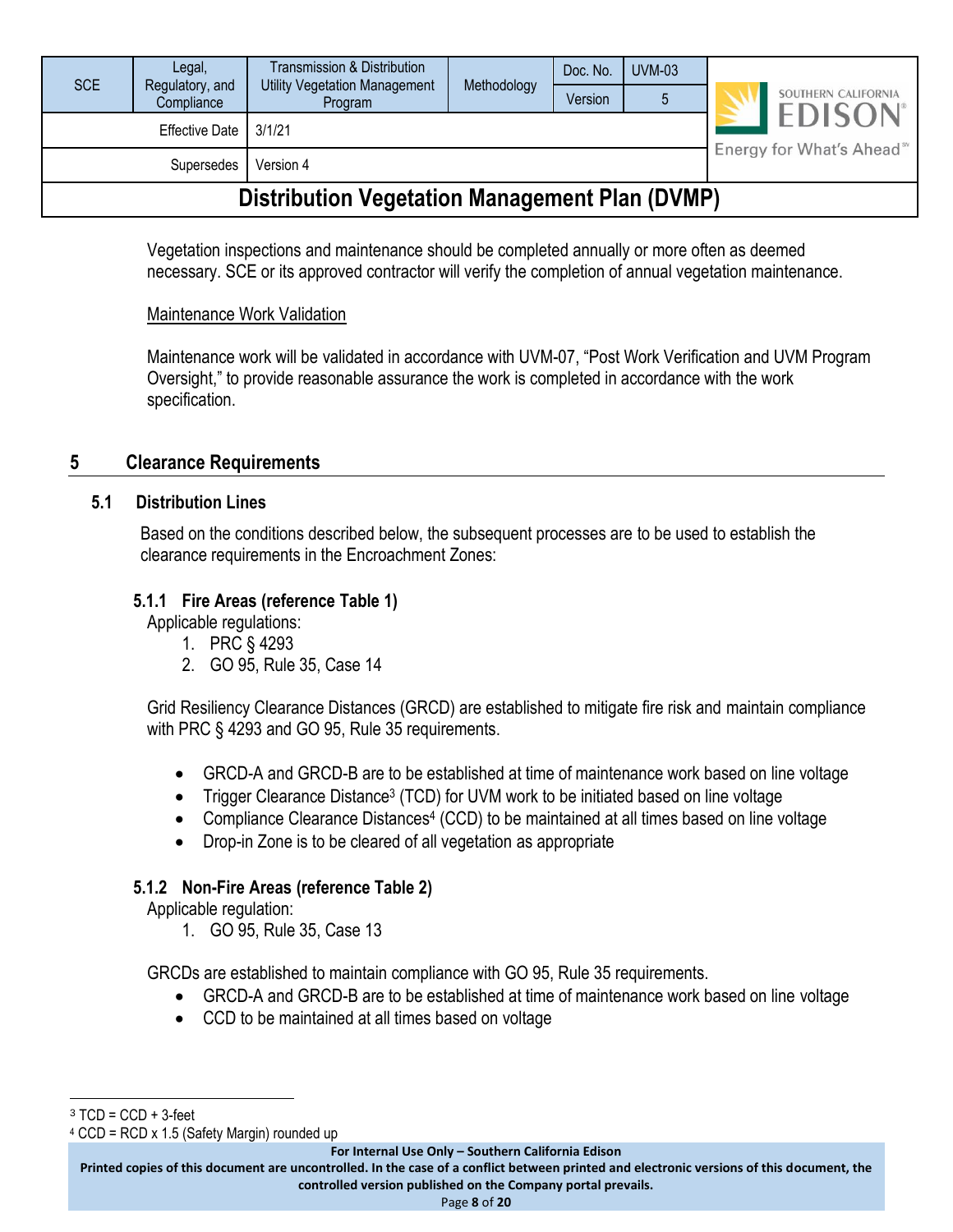Vegetation inspections and maintenance should be completed annually or more often as deemed necessary. SCE or its approved contractor will verify the completion of annual vegetation maintenance.

Maintenance Work Validation

Maintenance work will be validated in accordance with UVM-07, "Post Work Verification and UVM Program Oversight," to provide reasonable assurance the work is completed in accordance with the work specification.

## 5 Clearance Requirements

### 5.1 Distribution Lines

Based on the conditions described below, the subsequent processes are to be used to establish the clearance requirements in the Encroachment Zones:

#### 5.1.1 Fire Areas (reference Table 1)

Applicable regulations:

1. PRC § 4293
2. GO 95, Rule 35, Case 14

Grid Resiliency Clearance Distances (GRCD) are established to mitigate fire risk and maintain compliance with PRC § 4293 and GO 95, Rule 35 requirements.

- GRCD-A and GRCD-B are to be established at time of maintenance work based on line voltage
- Trigger Clearance Distance[3] (TCD) for UVM work to be initiated based on line voltage
- Compliance Clearance Distances[4] (CCD) to be maintained at all times based on line voltage
- Drop-in Zone is to be cleared of all vegetation as appropriate

#### 5.1.2 Non-Fire Areas (reference Table 2)

Applicable regulation:

1. GO 95, Rule 35, Case 13

GRCDs are established to maintain compliance with GO 95, Rule 35 requirements.

- GRCD-A and GRCD-B are to be established at time of maintenance work based on line voltage
- CCD to be maintained at all times based on voltage

---

[3] TCD = CCD + 3-feet

[4] CCD = RCD x 1.5 (Safety Margin) rounded up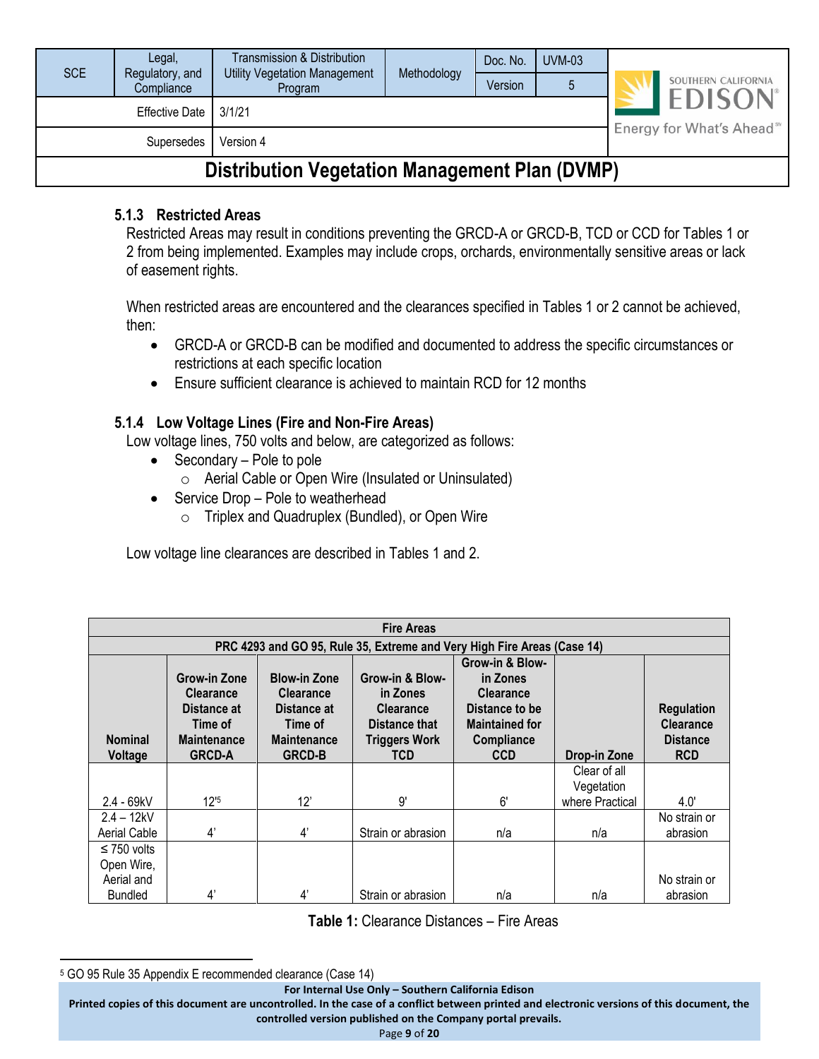### 5.1.3 Restricted Areas

Restricted Areas may result in conditions preventing the GRCD-A or GRCD-B, TCD or CCD for Tables 1 or 2 from being implemented. Examples may include crops, orchards, environmentally sensitive areas or lack of easement rights.

When restricted areas are encountered and the clearances specified in Tables 1 or 2 cannot be achieved, then:

- GRCD-A or GRCD-B can be modified and documented to address the specific circumstances or restrictions at each specific location
- Ensure sufficient clearance is achieved to maintain RCD for 12 months

### 5.1.4 Low Voltage Lines (Fire and Non-Fire Areas)

Low voltage lines, 750 volts and below, are categorized as follows:

- Secondary – Pole to pole
  - Aerial Cable or Open Wire (Insulated or Uninsulated)
- Service Drop – Pole to weatherhead
  - Triplex and Quadruplex (Bundled), or Open Wire

Low voltage line clearances are described in Tables 1 and 2.

| Fire Areas | | | | | | |
|---|---|---|---|---|---|---|
| PRC 4293 and GO 95, Rule 35, Extreme and Very High Fire Areas (Case 14) | | | | | | |
| Nominal Voltage | Grow-in Zone Clearance Distance at Time of Maintenance GRCD-A | Blow-in Zone Clearance Distance at Time of Maintenance GRCD-B | Grow-in & Blow-in Zones Clearance Distance that Triggers Work TCD | Grow-in & Blow-in Zones Clearance Distance to be Maintained for Compliance CCD | Drop-in Zone | Regulation Clearance Distance RCD |
| 2.4 - 69kV | 12'[5] | 12' | 9' | 6' | Clear of all Vegetation where Practical | 4.0' |
| 2.4 – 12kV Aerial Cable | 4' | 4' | Strain or abrasion | n/a | n/a | No strain or abrasion |
| ≤ 750 volts Open Wire, Aerial and Bundled | 4' | 4' | Strain or abrasion | n/a | n/a | No strain or abrasion |

**Table 1:** Clearance Distances – Fire Areas

[5] GO 95 Rule 35 Appendix E recommended clearance (Case 14)

For Internal Use Only – Southern California Edison
Printed copies of this document are uncontrolled. In the case of a conflict between printed and electronic versions of this document, the controlled version published on the Company portal prevails.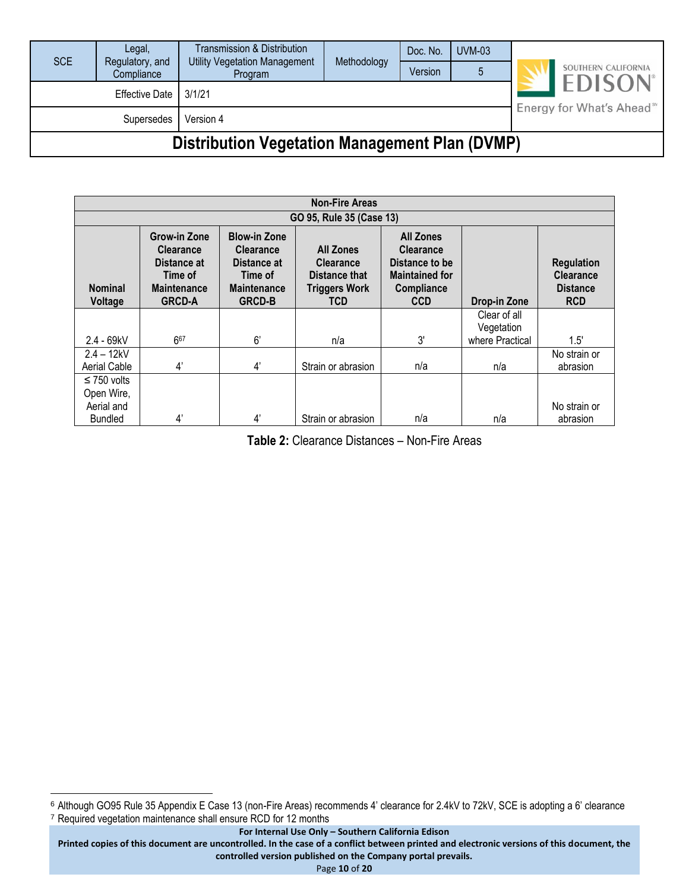# Distribution Vegetation Management Plan (DVMP)

| Non-Fire Areas | | | | | | |
|---|---|---|---|---|---|---|
| GO 95, Rule 35 (Case 13) | | | | | | |
| **Nominal Voltage** | **Grow-in Zone Clearance Distance at Time of Maintenance GRCD-A** | **Blow-in Zone Clearance Distance at Time of Maintenance GRCD-B** | **All Zones Clearance Distance that Triggers Work TCD** | **All Zones Clearance Distance to be Maintained for Compliance CCD** | **Drop-in Zone** | **Regulation Clearance Distance RCD** |
| 2.4 - 69kV | 6[6][7] | 6' | n/a | 3' | Clear of all Vegetation where Practical | 1.5' |
| 2.4 – 12kV Aerial Cable | 4' | 4' | Strain or abrasion | n/a | n/a | No strain or abrasion |
| ≤ 750 volts Open Wire, Aerial and Bundled | 4' | 4' | Strain or abrasion | n/a | n/a | No strain or abrasion |

**Table 2:** Clearance Distances – Non-Fire Areas

[6] Although GO95 Rule 35 Appendix E Case 13 (non-Fire Areas) recommends 4' clearance for 2.4kV to 72kV, SCE is adopting a 6' clearance

[7] Required vegetation maintenance shall ensure RCD for 12 months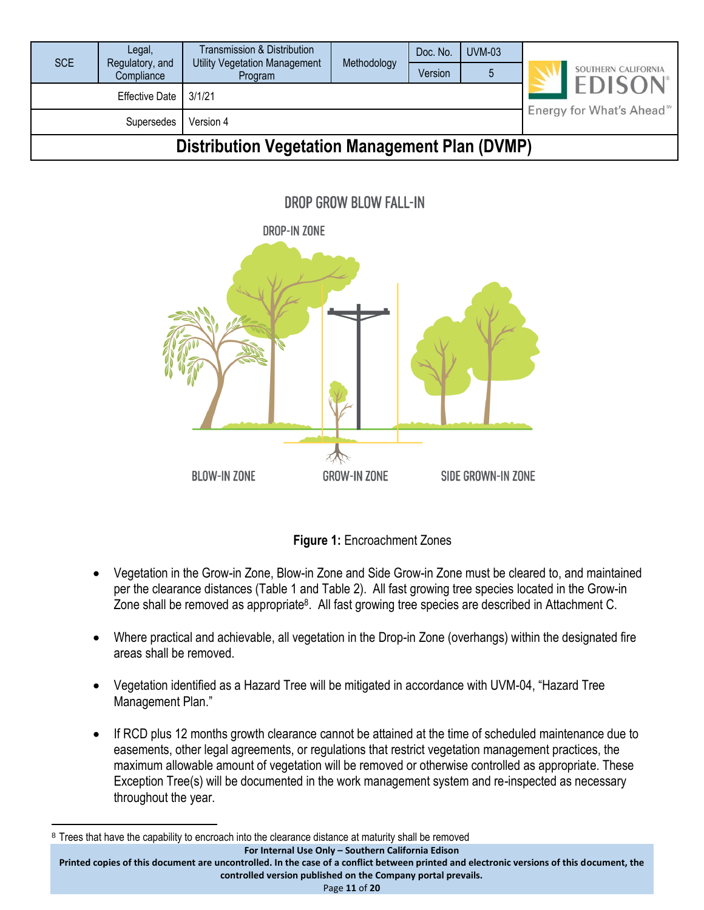DROP GROW BLOW FALL-IN

DROP-IN ZONE

BLOW-IN ZONE GROW-IN ZONE SIDE GROWN-IN ZONE

**Figure 1:** Encroachment Zones

- Vegetation in the Grow-in Zone, Blow-in Zone and Side Grow-in Zone must be cleared to, and maintained per the clearance distances (Table 1 and Table 2). All fast growing tree species located in the Grow-in Zone shall be removed as appropriate[8]. All fast growing tree species are described in Attachment C.

- Where practical and achievable, all vegetation in the Drop-in Zone (overhangs) within the designated fire areas shall be removed.

- Vegetation identified as a Hazard Tree will be mitigated in accordance with UVM-04, "Hazard Tree Management Plan."

- If RCD plus 12 months growth clearance cannot be attained at the time of scheduled maintenance due to easements, other legal agreements, or regulations that restrict vegetation management practices, the maximum allowable amount of vegetation will be removed or otherwise controlled as appropriate. These Exception Tree(s) will be documented in the work management system and re-inspected as necessary throughout the year.

[8] Trees that have the capability to encroach into the clearance distance at maturity shall be removed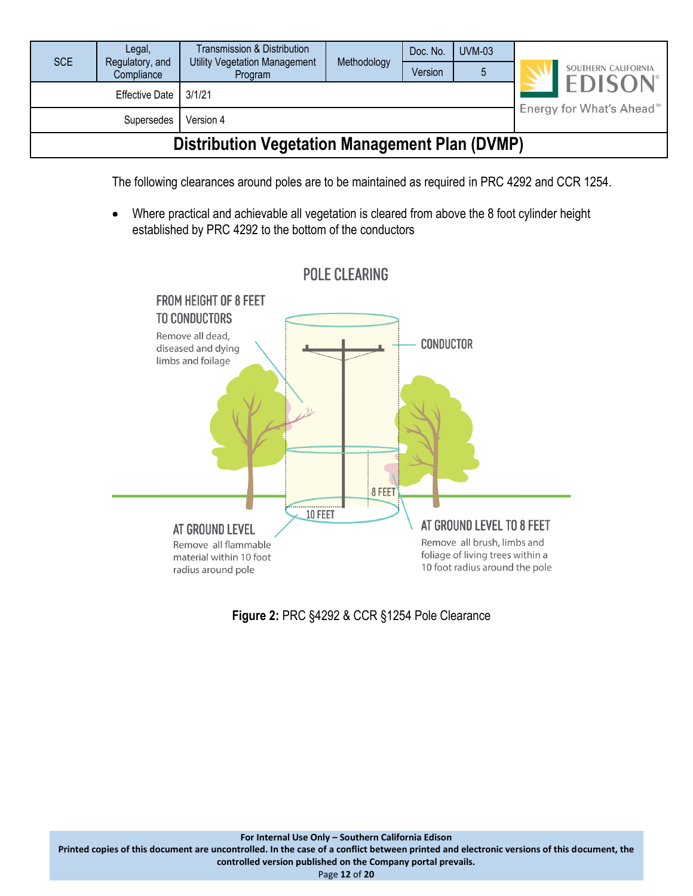The following clearances around poles are to be maintained as required in PRC 4292 and CCR 1254.

- Where practical and achievable all vegetation is cleared from above the 8 foot cylinder height established by PRC 4292 to the bottom of the conductors

POLE CLEARING

FROM HEIGHT OF 8 FEET TO CONDUCTORS
Remove all dead, diseased and dying limbs and foilage

CONDUCTOR

8 FEET

10 FEET

AT GROUND LEVEL
Remove all flammable material within 10 foot radius around pole

AT GROUND LEVEL TO 8 FEET
Remove all brush, limbs and foliage of living trees within a 10 foot radius around the pole

**Figure 2:** PRC §4292 & CCR §1254 Pole Clearance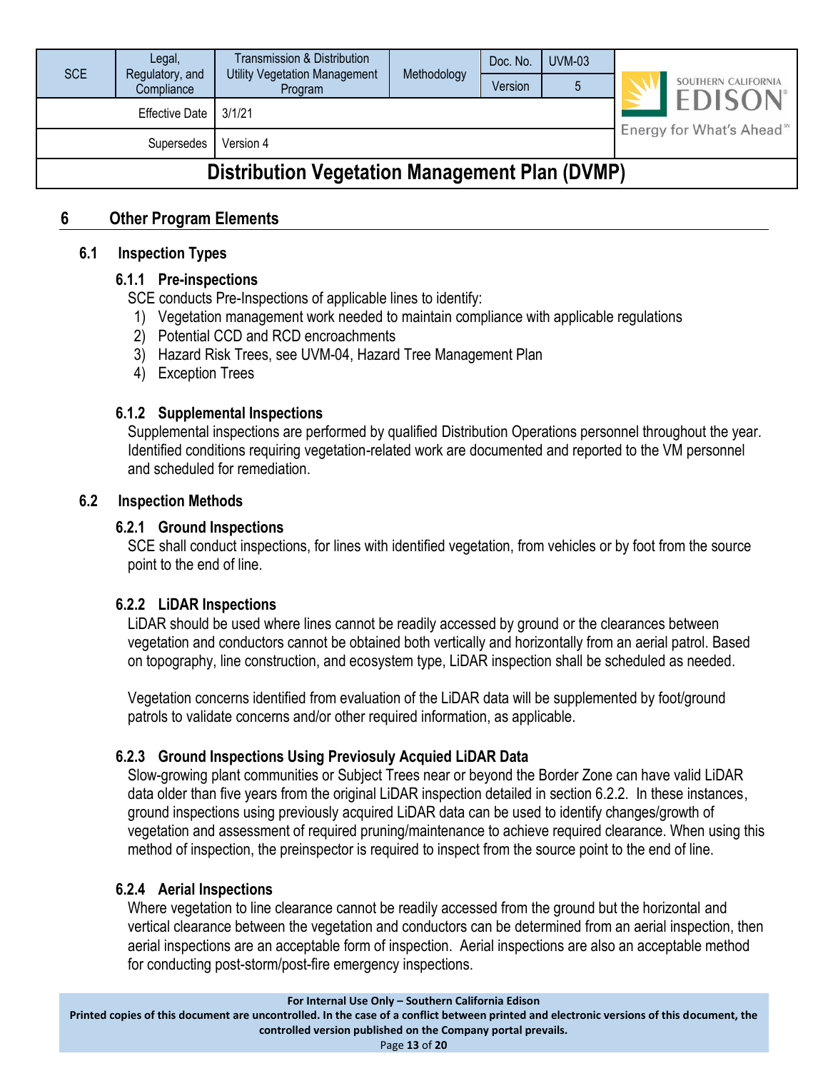## 6 Other Program Elements

### 6.1 Inspection Types

#### 6.1.1 Pre-inspections

SCE conducts Pre-Inspections of applicable lines to identify:

1) Vegetation management work needed to maintain compliance with applicable regulations
2) Potential CCD and RCD encroachments
3) Hazard Risk Trees, see UVM-04, Hazard Tree Management Plan
4) Exception Trees

#### 6.1.2 Supplemental Inspections

Supplemental inspections are performed by qualified Distribution Operations personnel throughout the year. Identified conditions requiring vegetation-related work are documented and reported to the VM personnel and scheduled for remediation.

### 6.2 Inspection Methods

#### 6.2.1 Ground Inspections

SCE shall conduct inspections, for lines with identified vegetation, from vehicles or by foot from the source point to the end of line.

#### 6.2.2 LiDAR Inspections

LiDAR should be used where lines cannot be readily accessed by ground or the clearances between vegetation and conductors cannot be obtained both vertically and horizontally from an aerial patrol. Based on topography, line construction, and ecosystem type, LiDAR inspection shall be scheduled as needed.

Vegetation concerns identified from evaluation of the LiDAR data will be supplemented by foot/ground patrols to validate concerns and/or other required information, as applicable.

#### 6.2.3 Ground Inspections Using Previosuly Acquied LiDAR Data

Slow-growing plant communities or Subject Trees near or beyond the Border Zone can have valid LiDAR data older than five years from the original LiDAR inspection detailed in section 6.2.2. In these instances, ground inspections using previously acquired LiDAR data can be used to identify changes/growth of vegetation and assessment of required pruning/maintenance to achieve required clearance. When using this method of inspection, the preinspector is required to inspect from the source point to the end of line.

#### 6.2.4 Aerial Inspections

Where vegetation to line clearance cannot be readily accessed from the ground but the horizontal and vertical clearance between the vegetation and conductors can be determined from an aerial inspection, then aerial inspections are an acceptable form of inspection. Aerial inspections are also an acceptable method for conducting post-storm/post-fire emergency inspections.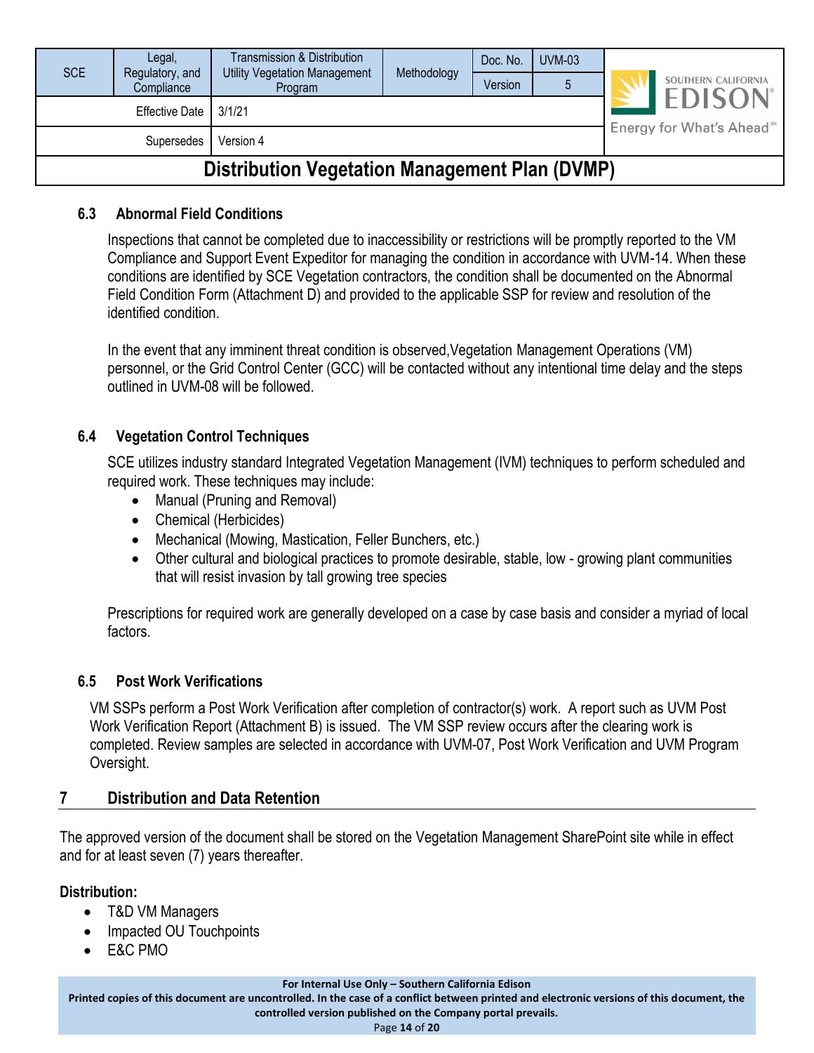### 6.3 Abnormal Field Conditions

Inspections that cannot be completed due to inaccessibility or restrictions will be promptly reported to the VM Compliance and Support Event Expeditor for managing the condition in accordance with UVM-14. When these conditions are identified by SCE Vegetation contractors, the condition shall be documented on the Abnormal Field Condition Form (Attachment D) and provided to the applicable SSP for review and resolution of the identified condition.

In the event that any imminent threat condition is observed,Vegetation Management Operations (VM) personnel, or the Grid Control Center (GCC) will be contacted without any intentional time delay and the steps outlined in UVM-08 will be followed.

### 6.4 Vegetation Control Techniques

SCE utilizes industry standard Integrated Vegetation Management (IVM) techniques to perform scheduled and required work. These techniques may include:

- Manual (Pruning and Removal)
- Chemical (Herbicides)
- Mechanical (Mowing, Mastication, Feller Bunchers, etc.)
- Other cultural and biological practices to promote desirable, stable, low - growing plant communities that will resist invasion by tall growing tree species

Prescriptions for required work are generally developed on a case by case basis and consider a myriad of local factors.

### 6.5 Post Work Verifications

VM SSPs perform a Post Work Verification after completion of contractor(s) work. A report such as UVM Post Work Verification Report (Attachment B) is issued. The VM SSP review occurs after the clearing work is completed. Review samples are selected in accordance with UVM-07, Post Work Verification and UVM Program Oversight.

## 7 Distribution and Data Retention

The approved version of the document shall be stored on the Vegetation Management SharePoint site while in effect and for at least seven (7) years thereafter.

**Distribution:**

- T&D VM Managers
- Impacted OU Touchpoints
- E&C PMO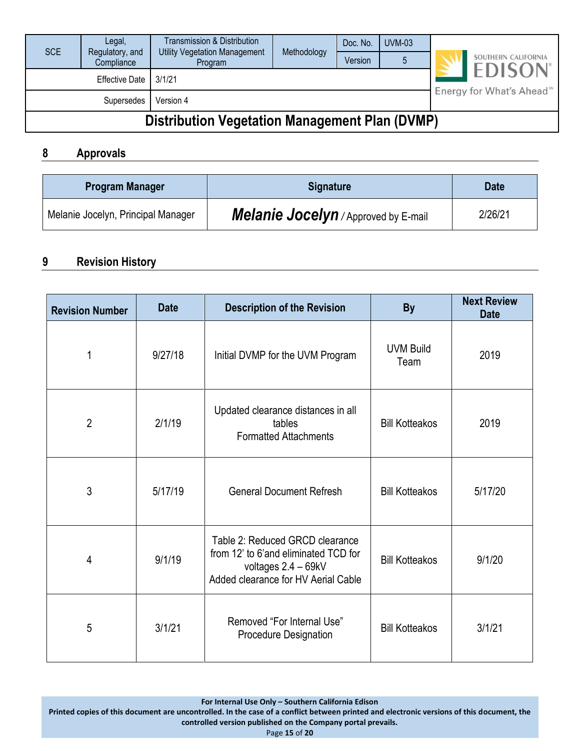## 8 Approvals

| Program Manager | Signature | Date |
|---|---|---|
| Melanie Jocelyn, Principal Manager | ***Melanie Jocelyn*** / Approved by E-mail | 2/26/21 |

## 9 Revision History

| Revision Number | Date | Description of the Revision | By | Next Review Date |
|---|---|---|---|---|
| 1 | 9/27/18 | Initial DVMP for the UVM Program | UVM Build Team | 2019 |
| 2 | 2/1/19 | Updated clearance distances in all tables<br>Formatted Attachments | Bill Kotteakos | 2019 |
| 3 | 5/17/19 | General Document Refresh | Bill Kotteakos | 5/17/20 |
| 4 | 9/1/19 | Table 2: Reduced GRCD clearance from 12' to 6'and eliminated TCD for voltages 2.4 – 69kV<br>Added clearance for HV Aerial Cable | Bill Kotteakos | 9/1/20 |
| 5 | 3/1/21 | Removed "For Internal Use" Procedure Designation | Bill Kotteakos | 3/1/21 |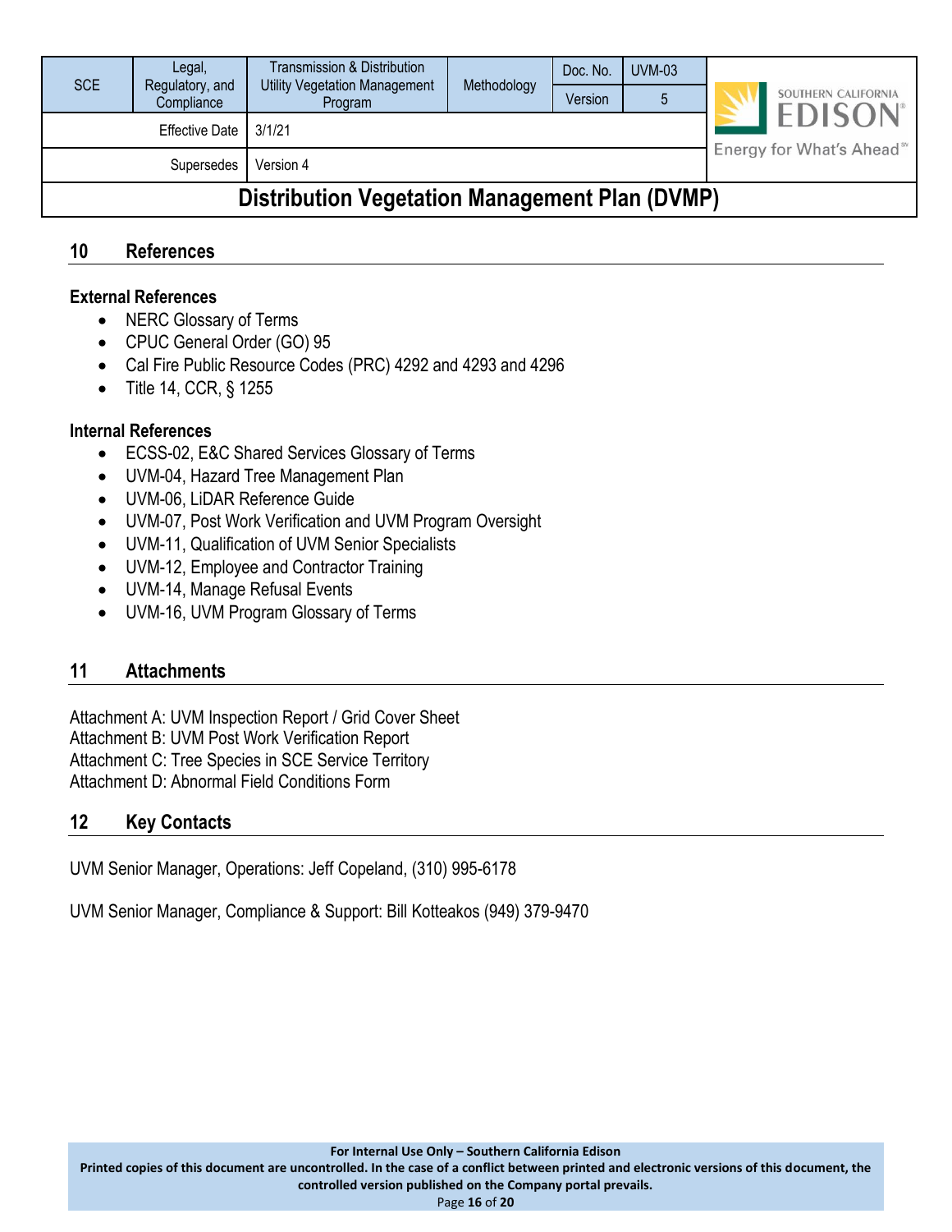## 10 References

### External References

- NERC Glossary of Terms
- CPUC General Order (GO) 95
- Cal Fire Public Resource Codes (PRC) 4292 and 4293 and 4296
- Title 14, CCR, § 1255

### Internal References

- ECSS-02, E&C Shared Services Glossary of Terms
- UVM-04, Hazard Tree Management Plan
- UVM-06, LiDAR Reference Guide
- UVM-07, Post Work Verification and UVM Program Oversight
- UVM-11, Qualification of UVM Senior Specialists
- UVM-12, Employee and Contractor Training
- UVM-14, Manage Refusal Events
- UVM-16, UVM Program Glossary of Terms

## 11 Attachments

Attachment A: UVM Inspection Report / Grid Cover Sheet
Attachment B: UVM Post Work Verification Report
Attachment C: Tree Species in SCE Service Territory
Attachment D: Abnormal Field Conditions Form

## 12 Key Contacts

UVM Senior Manager, Operations: Jeff Copeland, (310) 995-6178

UVM Senior Manager, Compliance & Support: Bill Kotteakos (949) 379-9470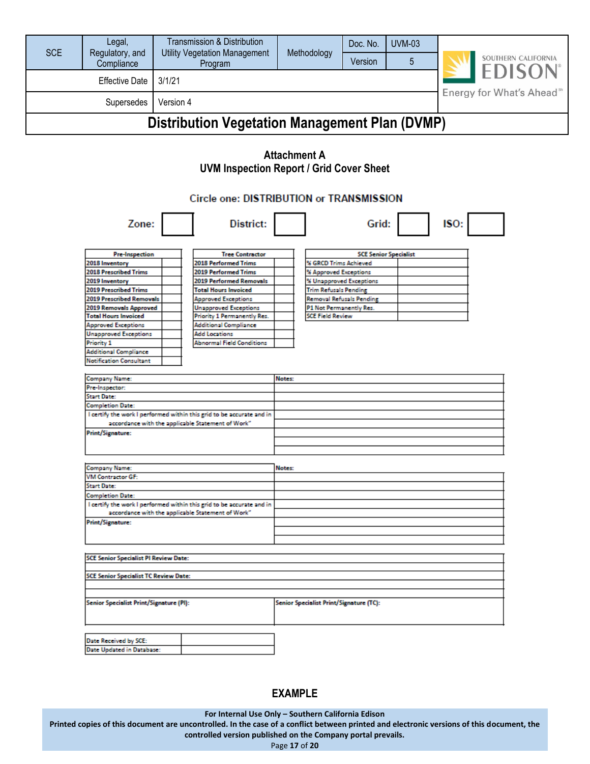| SCE | Legal, Regulatory, and Compliance | Transmission & Distribution Utility Vegetation Management Program | Methodology | Doc. No. | UVM-03 |
|---|---|---|---|---|---|
| | | | | Version | 5 |
| | Effective Date | 3/1/21 | | | |
| | Supersedes | Version 4 | | | |

# Distribution Vegetation Management Plan (DVMP)

## Attachment A
## UVM Inspection Report / Grid Cover Sheet

Circle one: **DISTRIBUTION** or **TRANSMISSION**

| Zone: | | District: | | Grid: | | ISO: | |
|---|---|---|---|---|---|---|---|

| Pre-Inspection | |
|---|---|
| 2018 Inventory | |
| 2018 Prescribed Trims | |
| 2019 Inventory | |
| 2019 Prescribed Trims | |
| 2019 Prescribed Removals | |
| 2019 Removals Approved | |
| Total Hours Invoiced | |
| Approved Exceptions | |
| Unapproved Exceptions | |
| Priority 1 | |
| Additional Compliance | |
| Notification Consultant | |

| Tree Contractor | |
|---|---|
| 2018 Performed Trims | |
| 2019 Performed Trims | |
| 2019 Performed Removals | |
| Total Hours Invoiced | |
| Approved Exceptions | |
| Unapproved Exceptions | |
| Priority 1 Permanently Res. | |
| Additional Compliance | |
| Add Locations | |
| Abnormal Field Conditions | |

| SCE Senior Specialist | |
|---|---|
| % GRCD Trims Achieved | |
| % Approved Exceptions | |
| % Unapproved Exceptions | |
| Trim Refusals Pending | |
| Removal Refusals Pending | |
| P1 Not Permanently Res. | |
| SCE Field Review | |

| | Notes: |
|---|---|
| Company Name: | |
| Pre-Inspector: | |
| Start Date: | |
| Completion Date: | |
| I certify the work I performed within this grid to be accurate and in accordance with the applicable Statement of Work" | |
| Print/Signature: | |

| | Notes: |
|---|---|
| Company Name: | |
| VM Contractor GF: | |
| Start Date: | |
| Completion Date: | |
| I certify the work I performed within this grid to be accurate and in accordance with the applicable Statement of Work" | |
| Print/Signature: | |

| SCE Senior Specialist PI Review Date: | |
|---|---|
| SCE Senior Specialist TC Review Date: | |
| Senior Specialist Print/Signature (PI): | Senior Specialist Print/Signature (TC): |

| Date Received by SCE: | |
|---|---|
| Date Updated in Database: | |

**EXAMPLE**

For Internal Use Only – Southern California Edison
Printed copies of this document are uncontrolled. In the case of a conflict between printed and electronic versions of this document, the controlled version published on the Company portal prevails.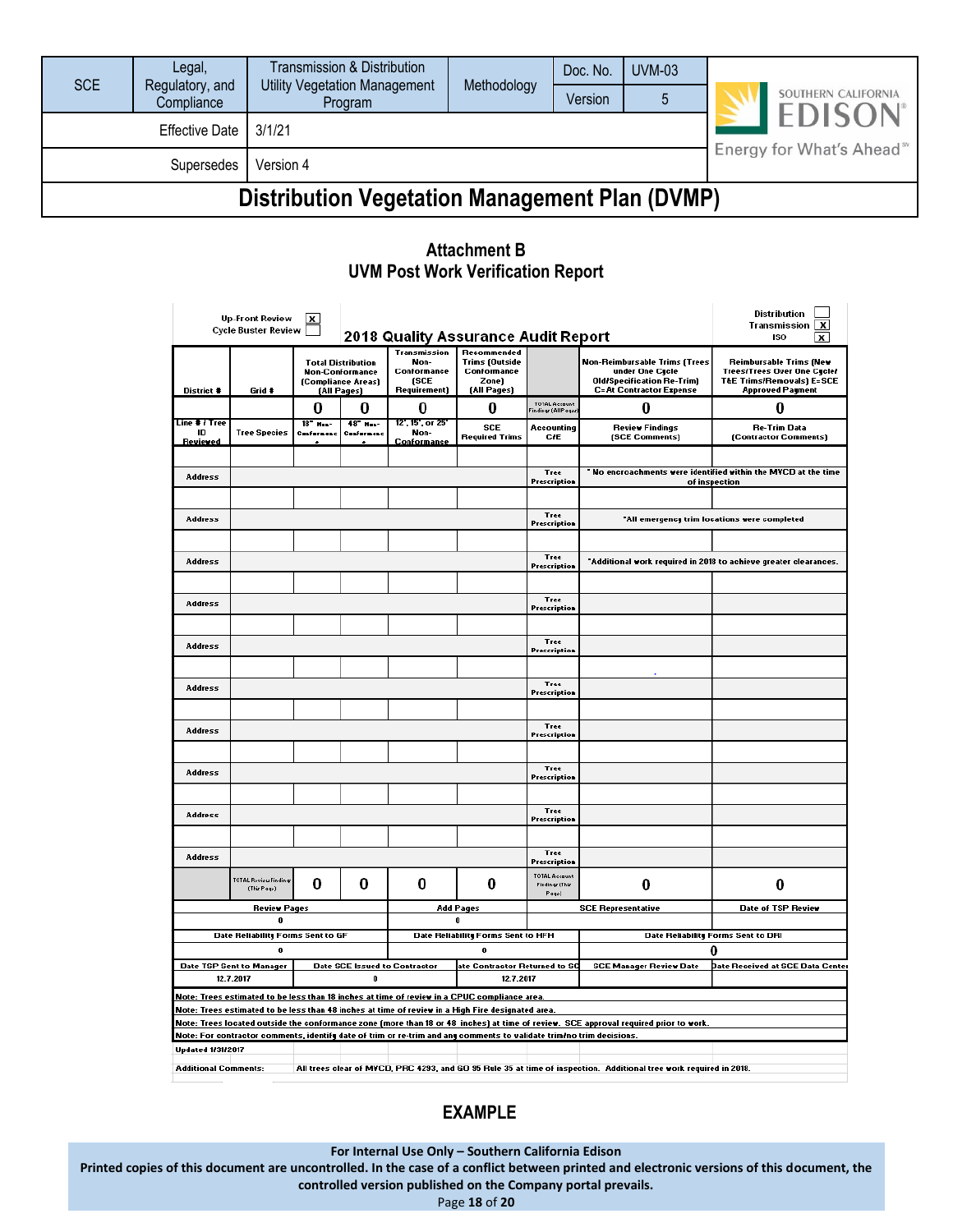| SCE | Legal, Regulatory, and Compliance | Transmission & Distribution Utility Vegetation Management Program | Methodology | Doc. No. | UVM-03 |
|---|---|---|---|---|---|
| | | | | Version | 5 |
| | Effective Date | 3/1/21 | | | |
| | Supersedes | Version 4 | | | |

# Distribution Vegetation Management Plan (DVMP)

## Attachment B
## UVM Post Work Verification Report

Up-Front Review [x]
Cycle Buster Review [ ]

**2018 Quality Assurance Audit Report**

Distribution [ ]
Transmission [x]
ISO [x]

| District # | Grid # | Total Distribution Non-Conformance (Compliance Areas) (All Pages) | | Transmission Non-Conformance (SCE Requirement) | Recommended Trims (Outside Conformance Zone) (All Pages) | | Non-Reimbursable Trims (Trees under One Cycle Old/Specification Re-Trim) C=At Contractor Expense | Reimbursable Trims (New Trees/Trees Over One Cycle/ T&E Trims/Removals) E=SCE Approved Payment |
|---|---|---|---|---|---|---|---|---|
| | | 0 | 0 | 0 | 0 | TOTAL Account Findings (All Pages) | 0 | 0 |
| Line # / Tree ID Reviewed | Tree Species | 18" Non-Conformance | 48" Non-Conformance | 12', 15', or 25' Non-Conformance | SCE Required Trims | Accounting C/E | Review Findings (SCE Comments) | Re-Trim Data (Contractor Comments) |
| | | | | | | | | |
| Address | | | | | | Tree Prescription | * No encroachments were identified within the MVCD at the time of inspection | |
| | | | | | | | | |
| Address | | | | | | Tree Prescription | *All emergency trim locations were completed | |
| | | | | | | | | |
| Address | | | | | | Tree Prescription | *Additional work required in 2018 to achieve greater clearances. | |
| | | | | | | | | |
| Address | | | | | | Tree Prescription | | |
| | | | | | | | | |
| Address | | | | | | Tree Prescription | | |
| | | | | | | | | |
| Address | | | | | | Tree Prescription | | |
| | | | | | | | | |
| Address | | | | | | Tree Prescription | | |
| | | | | | | | | |
| Address | | | | | | Tree Prescription | | |
| | | | | | | | | |
| Address | | | | | | Tree Prescription | | |
| | | | | | | | | |
| Address | | | | | | Tree Prescription | | |
| | TOTAL Review Findings (This Page) | 0 | 0 | 0 | 0 | TOTAL Account Findings (This Page) | 0 | 0 |

| Review Pages | Add Pages | SCE Representative | Date of TSP Review |
|---|---|---|---|
| 0 | 0 | | |
| Date Reliability Forms Sent to GF | Date Reliability Forms Sent to HFH | Date Reliability Forms Sent to DRI | |
| 0 | 0 | 0 | |

| Date TSP Sent to Manager | Date SCE Issued to Contractor | Date Contractor Returned to SCE | SCE Manager Review Date | Date Received at SCE Data Center |
|---|---|---|---|---|
| 12.7.2017 | 0 | 12.7.2017 | | |

Note: Trees estimated to be less than 18 inches at time of review in a CPUC compliance area.
Note: Trees estimated to be less than 48 inches at time of review in a High Fire designated area.
Note: Trees located outside the conformance zone (more than 18 or 48 inches) at time of review. SCE approval required prior to work.
Note: For contractor comments, identify date of trim or re-trim and any comments to validate trim/no trim decisions.

Updated 1/31/2017

Additional Comments: All trees clear of MVCD, PRC 4293, and GO 95 Rule 35 at time of inspection. Additional tree work required in 2018.

**EXAMPLE**

For Internal Use Only – Southern California Edison
Printed copies of this document are uncontrolled. In the case of a conflict between printed and electronic versions of this document, the controlled version published on the Company portal prevails.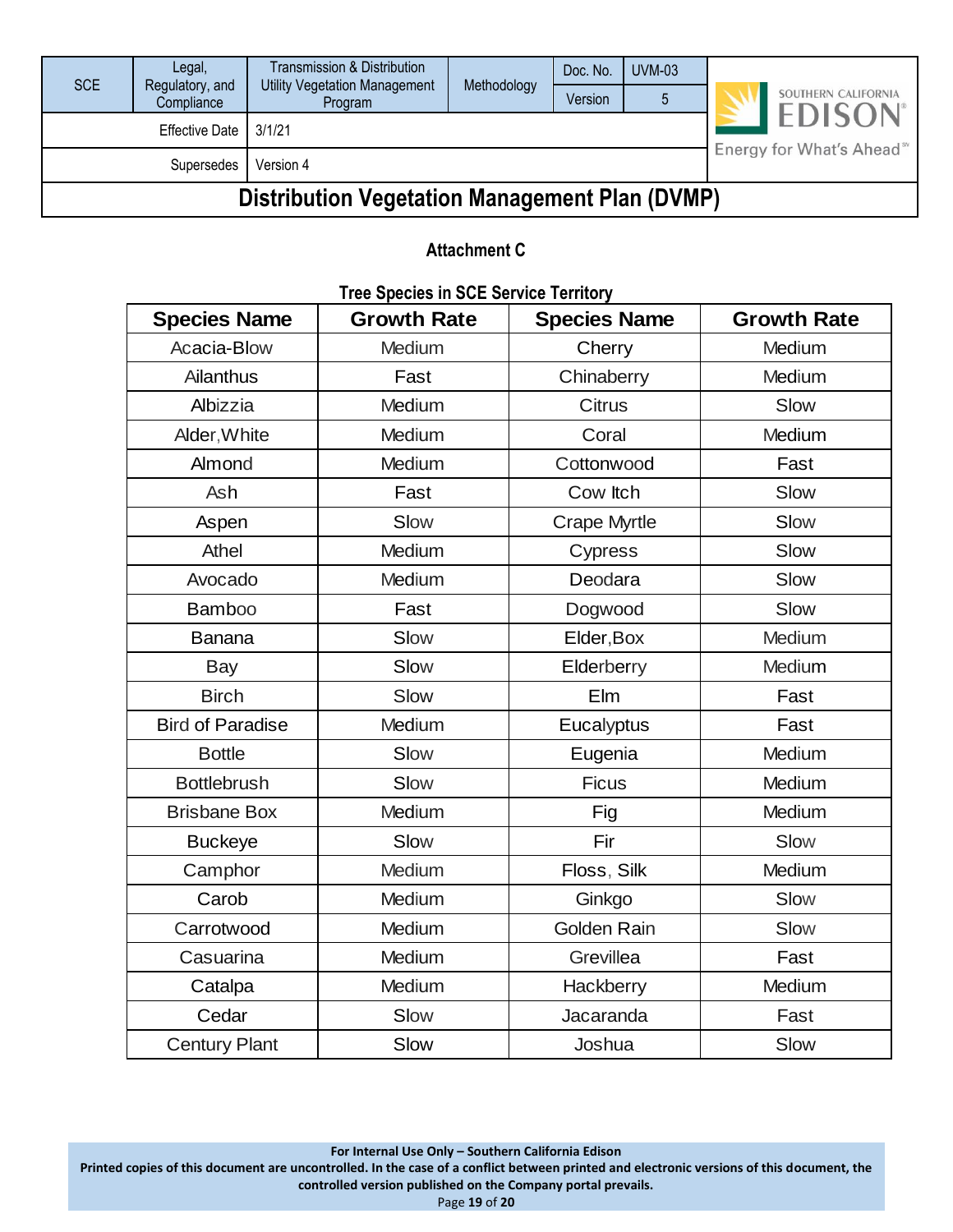## Attachment C

**Tree Species in SCE Service Territory**

| Species Name | Growth Rate | Species Name | Growth Rate |
|---|---|---|---|
| Acacia-Blow | Medium | Cherry | Medium |
| Ailanthus | Fast | Chinaberry | Medium |
| Albizzia | Medium | Citrus | Slow |
| Alder, White | Medium | Coral | Medium |
| Almond | Medium | Cottonwood | Fast |
| Ash | Fast | Cow Itch | Slow |
| Aspen | Slow | Crape Myrtle | Slow |
| Athel | Medium | Cypress | Slow |
| Avocado | Medium | Deodara | Slow |
| Bamboo | Fast | Dogwood | Slow |
| Banana | Slow | Elder, Box | Medium |
| Bay | Slow | Elderberry | Medium |
| Birch | Slow | Elm | Fast |
| Bird of Paradise | Medium | Eucalyptus | Fast |
| Bottle | Slow | Eugenia | Medium |
| Bottlebrush | Slow | Ficus | Medium |
| Brisbane Box | Medium | Fig | Medium |
| Buckeye | Slow | Fir | Slow |
| Camphor | Medium | Floss, Silk | Medium |
| Carob | Medium | Ginkgo | Slow |
| Carrotwood | Medium | Golden Rain | Slow |
| Casuarina | Medium | Grevillea | Fast |
| Catalpa | Medium | Hackberry | Medium |
| Cedar | Slow | Jacaranda | Fast |
| Century Plant | Slow | Joshua | Slow |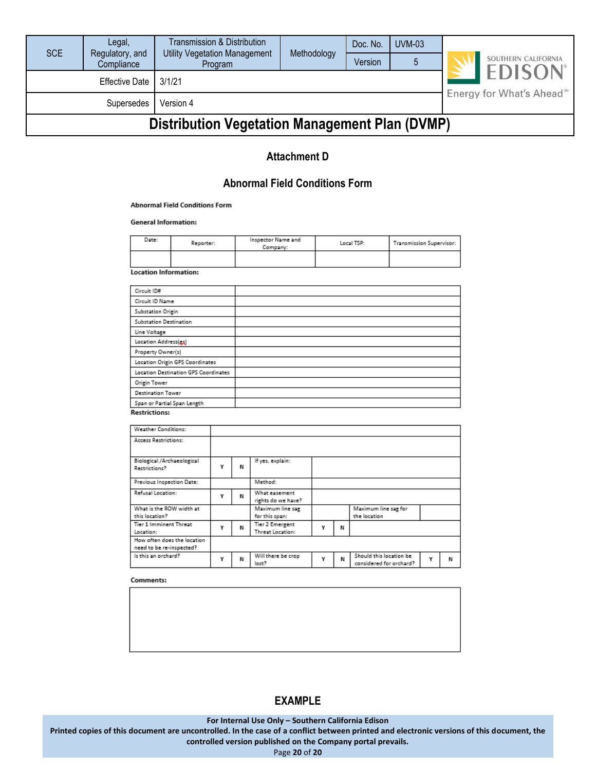## Attachment D

## Abnormal Field Conditions Form

**Abnormal Field Conditions Form**

**General Information:**

| Date: | Reporter: | Inspector Name and Company: | Local TSP: | Transmission Supervisor: |
|---|---|---|---|---|
| | | | | |

**Location Information:**

| | |
|---|---|
| Circuit ID# | |
| Circuit ID Name | |
| Substation Origin | |
| Substation Destination | |
| Line Voltage | |
| Location Address(es) | |
| Property Owner(s) | |
| Location Origin GPS Coordinates | |
| Location Destination GPS Coordinates | |
| Origin Tower | |
| Destination Tower | |
| Span or Partial Span Length | |

**Restrictions:**

| | | | | | | | | | |
|---|---|---|---|---|---|---|---|---|---|
| Weather Conditions: | | | | | | | | | |
| Access Restrictions: | | | | | | | | | |
| Biological /Archaeological Restrictions? | Y | N | If yes, explain: | | | | | | |
| Previous Inspection Date: | | | Method: | | | | | | |
| Refusal Location: | Y | N | What easement rights do we have? | | | | | | |
| What is the ROW width at this location? | | | Maximum line sag for this span: | | | Maximum line sag for the location | | | |
| Tier 1 Imminent Threat Location: | Y | N | Tier 2 Emergent Threat Location: | Y | N | | | | |
| How often does the location need to be re-inspected? | | | | | | | | | |
| Is this an orchard? | Y | N | Will there be crop lost? | Y | N | Should this location be considered for orchard? | | Y | N |

**Comments:**

| |
|---|
| |

**EXAMPLE**